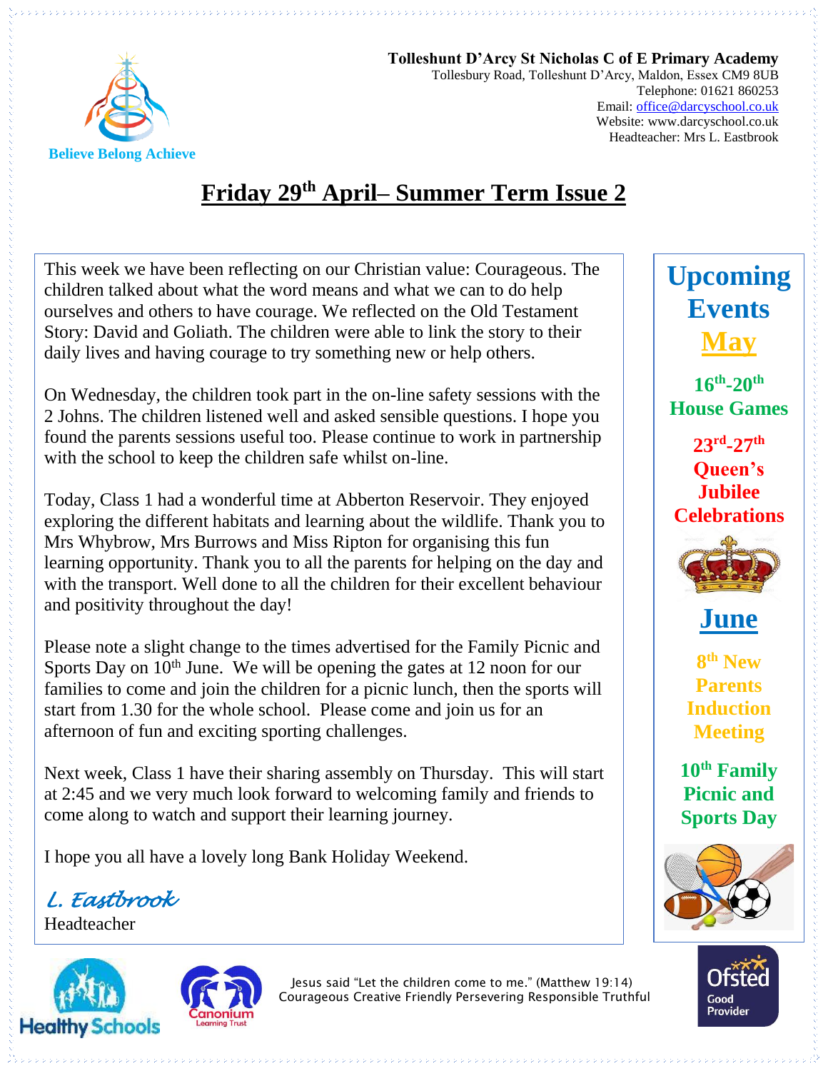**Tolleshunt D'Arcy St Nicholas C of E Primary Academy**
Tollesbury Road, Tolleshunt D'Arcy, Maldon, Essex CM9 8UB
Telephone: 01621 860253
Email: office@darcyschool.co.uk
Website: www.darcyschool.co.uk
Headteacher: Mrs L. Eastbrook

Believe Belong Achieve

# Friday 29th April– Summer Term Issue 2

This week we have been reflecting on our Christian value: Courageous. The children talked about what the word means and what we can to do help ourselves and others to have courage. We reflected on the Old Testament Story: David and Goliath. The children were able to link the story to their daily lives and having courage to try something new or help others.

On Wednesday, the children took part in the on-line safety sessions with the 2 Johns. The children listened well and asked sensible questions. I hope you found the parents sessions useful too. Please continue to work in partnership with the school to keep the children safe whilst on-line.

Today, Class 1 had a wonderful time at Abberton Reservoir. They enjoyed exploring the different habitats and learning about the wildlife. Thank you to Mrs Whybrow, Mrs Burrows and Miss Ripton for organising this fun learning opportunity. Thank you to all the parents for helping on the day and with the transport. Well done to all the children for their excellent behaviour and positivity throughout the day!

Please note a slight change to the times advertised for the Family Picnic and Sports Day on 10th June. We will be opening the gates at 12 noon for our families to come and join the children for a picnic lunch, then the sports will start from 1.30 for the whole school. Please come and join us for an afternoon of fun and exciting sporting challenges.

Next week, Class 1 have their sharing assembly on Thursday. This will start at 2:45 and we very much look forward to welcoming family and friends to come along to watch and support their learning journey.

I hope you all have a lovely long Bank Holiday Weekend.

*L. Eastbrook*
Headteacher

## Upcoming Events

### May

**16th-20th House Games**

**23rd-27th Queen's Jubilee Celebrations**

### June

**8th New Parents Induction Meeting**

**10th Family Picnic and Sports Day**

Jesus said "Let the children come to me." (Matthew 19:14)
Courageous Creative Friendly Persevering Responsible Truthful

Healthy Schools · Canonium Learning Trust · Ofsted Good Provider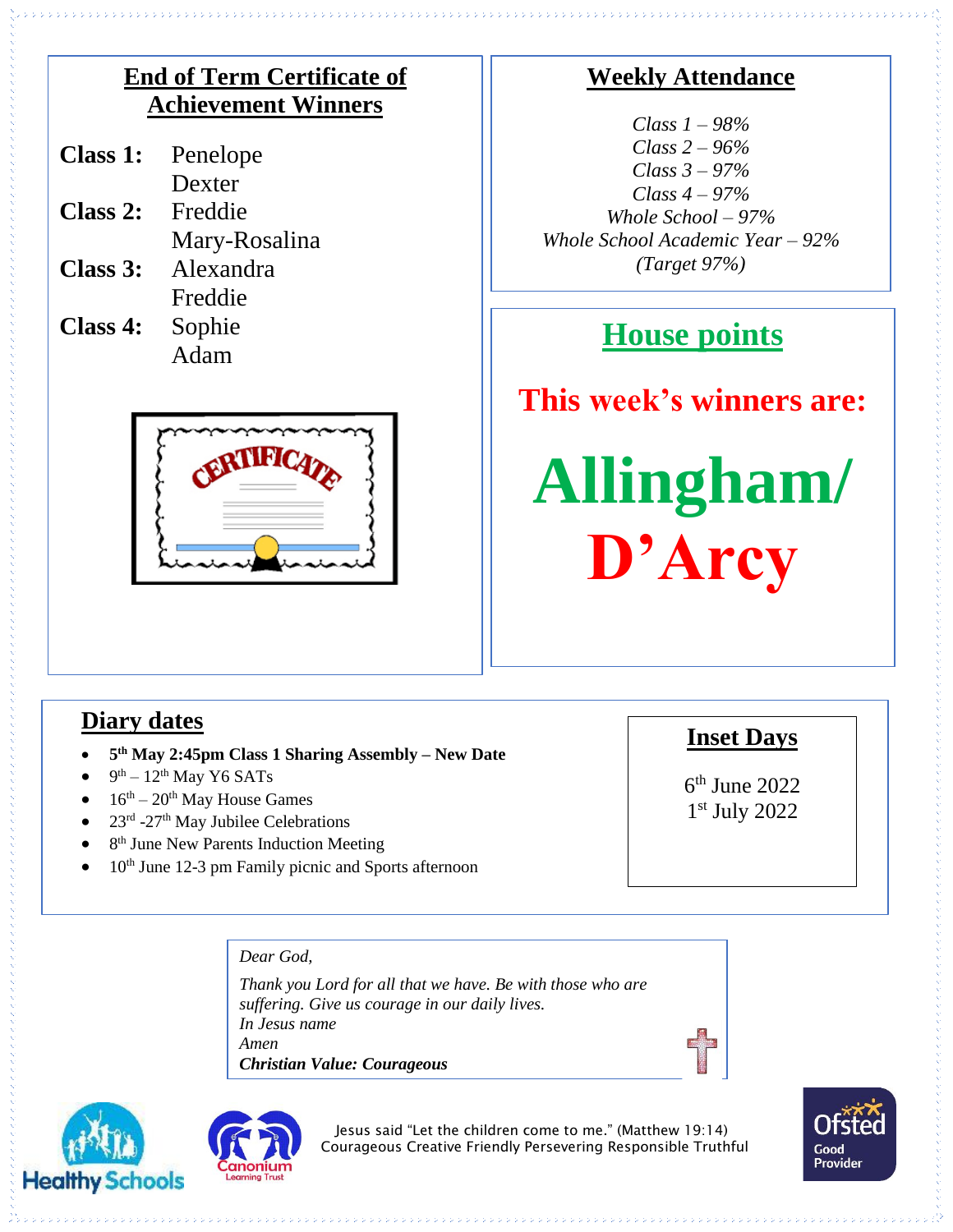## End of Term Certificate of Achievement Winners

**Class 1:** Penelope
Dexter

**Class 2:** Freddie
Mary-Rosalina

**Class 3:** Alexandra
Freddie

**Class 4:** Sophie
Adam

## Weekly Attendance

*Class 1 – 98%*
*Class 2 – 96%*
*Class 3 – 97%*
*Class 4 – 97%*
*Whole School – 97%*
*Whole School Academic Year – 92%*
*(Target 97%)*

## House points

**This week's winners are:**

# Allingham/ D'Arcy

## Diary dates

- **5th May 2:45pm Class 1 Sharing Assembly – New Date**
- 9th – 12th May Y6 SATs
- 16th – 20th May House Games
- 23rd -27th May Jubilee Celebrations
- 8th June New Parents Induction Meeting
- 10th June 12-3 pm Family picnic and Sports afternoon

### Inset Days

6th June 2022
1st July 2022

*Dear God,*

*Thank you Lord for all that we have. Be with those who are suffering. Give us courage in our daily lives.*
*In Jesus name*
*Amen*
***Christian Value: Courageous***

Healthy Schools

Canonium Learning Trust

Jesus said "Let the children come to me." (Matthew 19:14)
Courageous Creative Friendly Persevering Responsible Truthful

Ofsted Good Provider